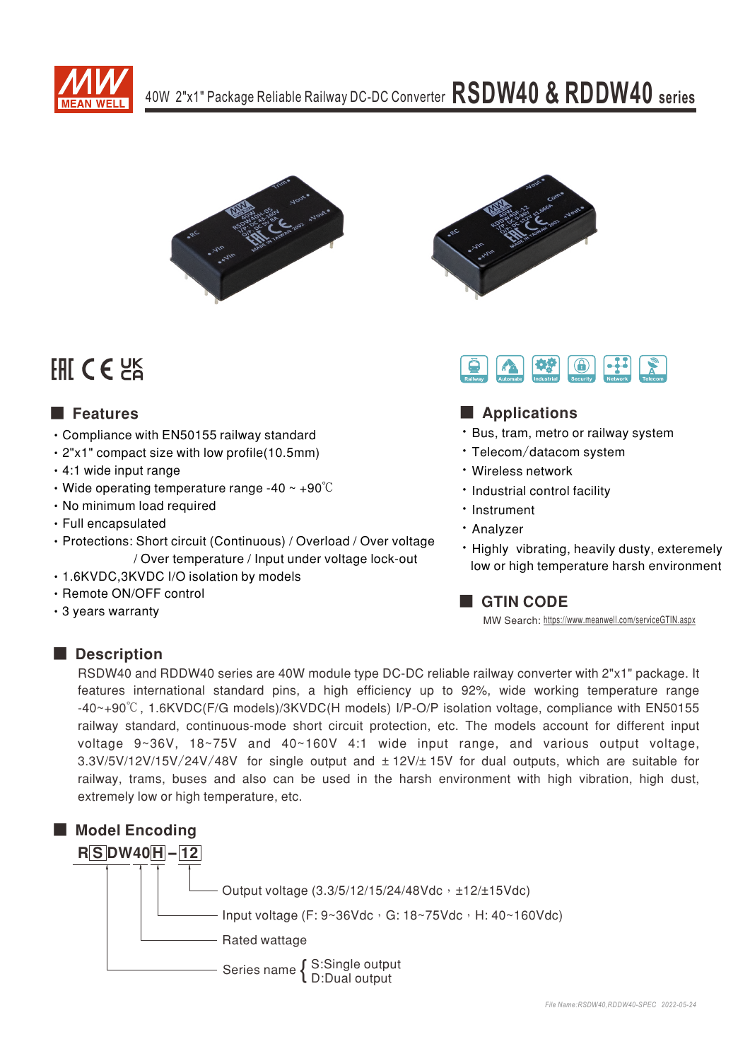# 40W 2"x1" Package Reliable Railway DC-DC Converter RSDW40 & RDDW40 series

## Features

- Compliance with EN50155 railway standard
- 2"x1" compact size with low profile(10.5mm)
- 4:1 wide input range
- Wide operating temperature range -40 ~ +90℃
- No minimum load required
- Full encapsulated
- Protections: Short circuit (Continuous) / Overload / Over voltage / Over temperature / Input under voltage lock-out
- 1.6KVDC,3KVDC I/O isolation by models
- Remote ON/OFF control
- 3 years warranty

## Applications

- Bus, tram, metro or railway system
- Telecom/datacom system
- Wireless network
- Industrial control facility
- Instrument
- Analyzer
- Highly vibrating, heavily dusty, exteremely low or high temperature harsh environment

## GTIN CODE

MW Search: https://www.meanwell.com/serviceGTIN.aspx

## Description

RSDW40 and RDDW40 series are 40W module type DC-DC reliable railway converter with 2"x1" package. It features international standard pins, a high efficiency up to 92%, wide working temperature range -40~+90℃, 1.6KVDC(F/G models)/3KVDC(H models) I/P-O/P isolation voltage, compliance with EN50155 railway standard, continuous-mode short circuit protection, etc. The models account for different input voltage 9~36V, 18~75V and 40~160V 4:1 wide input range, and various output voltage, 3.3V/5V/12V/15V/24V/48V for single output and ±12V/±15V for dual outputs, which are suitable for railway, trams, buses and also can be used in the harsh environment with high vibration, high dust, extremely low or high temperature, etc.

## Model Encoding

**R S DW40 H – 12**

- 12: Output voltage (3.3/5/12/15/24/48Vdc，±12/±15Vdc)
- H: Input voltage (F: 9~36Vdc，G: 18~75Vdc，H: 40~160Vdc)
- 40: Rated wattage
- S: Series name { S:Single output / D:Dual output }

File Name:RSDW40,RDDW40-SPEC 2022-05-24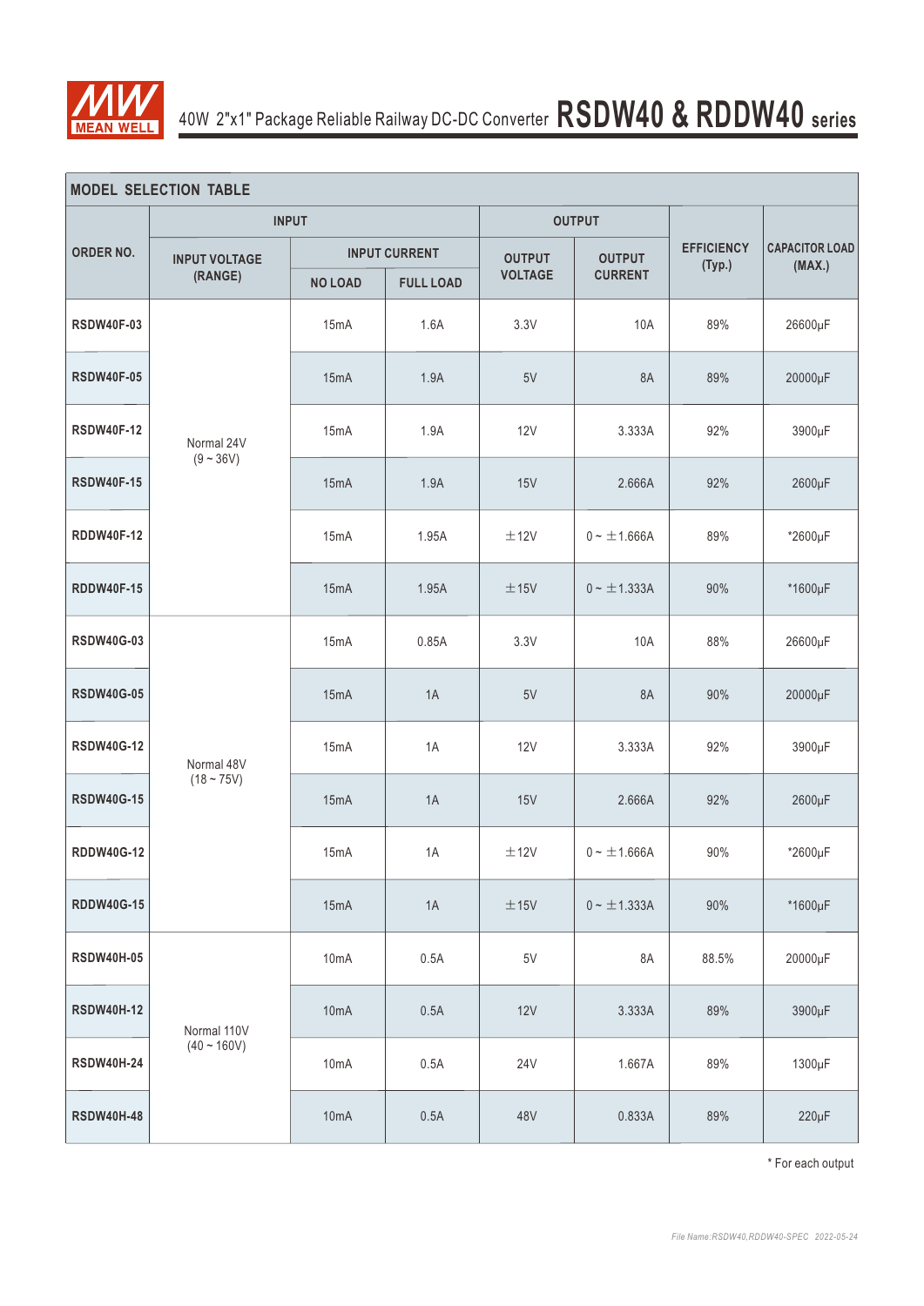## MODEL SELECTION TABLE

| ORDER NO. | INPUT | | | OUTPUT | | EFFICIENCY (Typ.) | CAPACITOR LOAD (MAX.) |
|---|---|---|---|---|---|---|---|
| | INPUT VOLTAGE (RANGE) | INPUT CURRENT | | OUTPUT VOLTAGE | OUTPUT CURRENT | | |
| | | NO LOAD | FULL LOAD | | | | |
| RSDW40F-03 | Normal 24V (9 ~ 36V) | 15mA | 1.6A | 3.3V | 10A | 89% | 26600μF |
| RSDW40F-05 | | 15mA | 1.9A | 5V | 8A | 89% | 20000μF |
| RSDW40F-12 | | 15mA | 1.9A | 12V | 3.333A | 92% | 3900μF |
| RSDW40F-15 | | 15mA | 1.9A | 15V | 2.666A | 92% | 2600μF |
| RDDW40F-12 | | 15mA | 1.95A | ±12V | 0 ~ ±1.666A | 89% | *2600μF |
| RDDW40F-15 | | 15mA | 1.95A | ±15V | 0 ~ ±1.333A | 90% | *1600μF |
| RSDW40G-03 | Normal 48V (18 ~ 75V) | 15mA | 0.85A | 3.3V | 10A | 88% | 26600μF |
| RSDW40G-05 | | 15mA | 1A | 5V | 8A | 90% | 20000μF |
| RSDW40G-12 | | 15mA | 1A | 12V | 3.333A | 92% | 3900μF |
| RSDW40G-15 | | 15mA | 1A | 15V | 2.666A | 92% | 2600μF |
| RDDW40G-12 | | 15mA | 1A | ±12V | 0 ~ ±1.666A | 90% | *2600μF |
| RDDW40G-15 | | 15mA | 1A | ±15V | 0 ~ ±1.333A | 90% | *1600μF |
| RSDW40H-05 | Normal 110V (40 ~ 160V) | 10mA | 0.5A | 5V | 8A | 88.5% | 20000μF |
| RSDW40H-12 | | 10mA | 0.5A | 12V | 3.333A | 89% | 3900μF |
| RSDW40H-24 | | 10mA | 0.5A | 24V | 1.667A | 89% | 1300μF |
| RSDW40H-48 | | 10mA | 0.5A | 48V | 0.833A | 89% | 220μF |

* For each output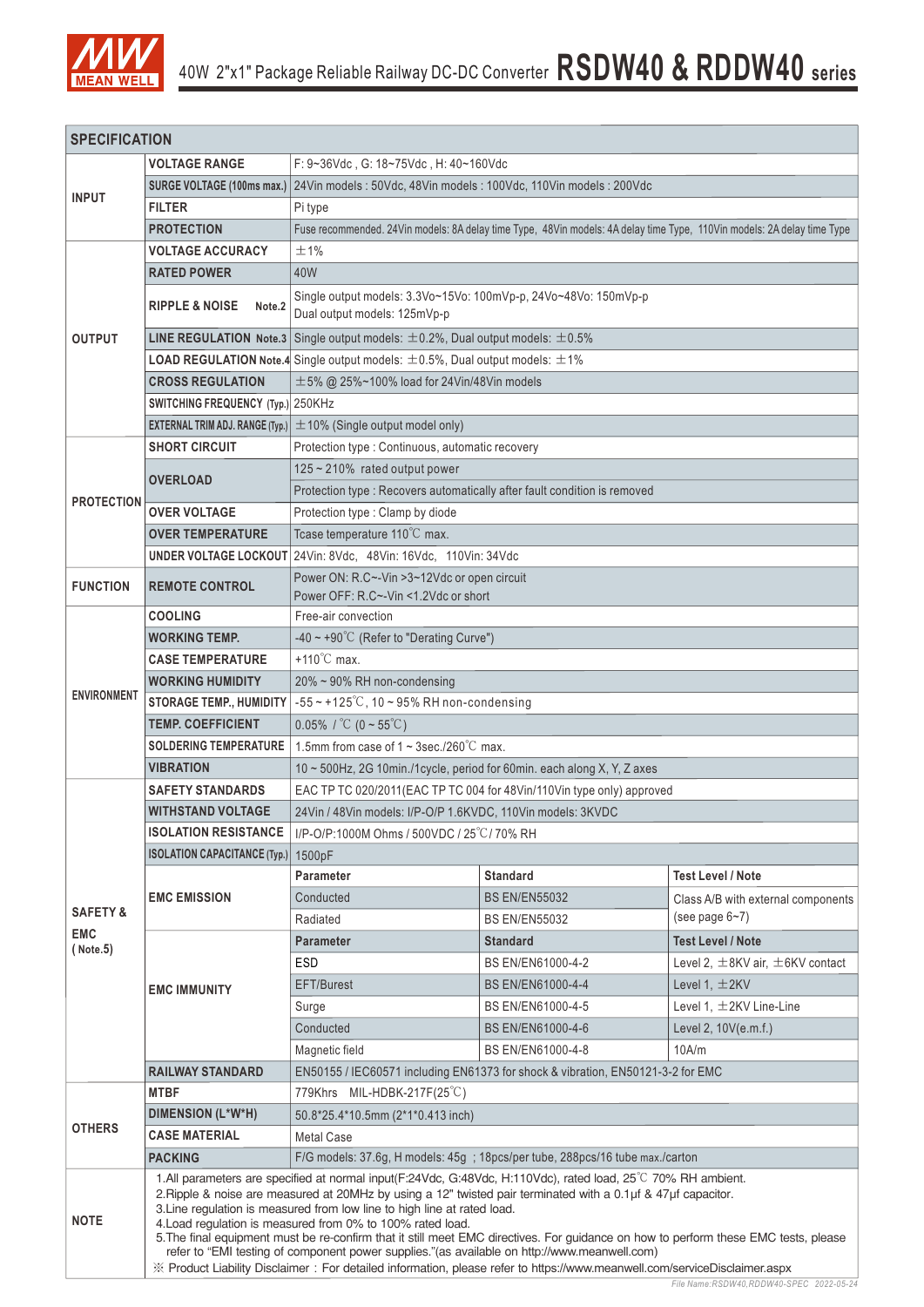# 40W 2"x1" Package Reliable Railway DC-DC Converter RSDW40 & RDDW40 series

## SPECIFICATION

| | | | | |
|---|---|---|---|---|
| INPUT | VOLTAGE RANGE | F: 9~36Vdc , G: 18~75Vdc , H: 40~160Vdc | | |
| | SURGE VOLTAGE (100ms max.) | 24Vin models : 50Vdc, 48Vin models : 100Vdc, 110Vin models : 200Vdc | | |
| | FILTER | Pi type | | |
| | PROTECTION | Fuse recommended. 24Vin models: 8A delay time Type, 48Vin models: 4A delay time Type, 110Vin models: 2A delay time Type | | |
| OUTPUT | VOLTAGE ACCURACY | ±1% | | |
| | RATED POWER | 40W | | |
| | RIPPLE & NOISE Note.2 | Single output models: 3.3Vo~15Vo: 100mVp-p, 24Vo~48Vo: 150mVp-p<br>Dual output models: 125mVp-p | | |
| | LINE REGULATION Note.3 | Single output models: ±0.2%, Dual output models: ±0.5% | | |
| | LOAD REGULATION Note.4 | Single output models: ±0.5%, Dual output models: ±1% | | |
| | CROSS REGULATION | ±5% @ 25%~100% load for 24Vin/48Vin models | | |
| | SWITCHING FREQUENCY (Typ.) | 250KHz | | |
| | EXTERNAL TRIM ADJ. RANGE (Typ.) | ±10% (Single output model only) | | |
| PROTECTION | SHORT CIRCUIT | Protection type : Continuous, automatic recovery | | |
| | OVERLOAD | 125 ~ 210% rated output power | | |
| | | Protection type : Recovers automatically after fault condition is removed | | |
| | OVER VOLTAGE | Protection type : Clamp by diode | | |
| | OVER TEMPERATURE | Tcase temperature 110℃ max. | | |
| | UNDER VOLTAGE LOCKOUT | 24Vin: 8Vdc, 48Vin: 16Vdc, 110Vin: 34Vdc | | |
| FUNCTION | REMOTE CONTROL | Power ON: R.C~-Vin >3~12Vdc or open circuit<br>Power OFF: R.C~-Vin <1.2Vdc or short | | |
| ENVIRONMENT | COOLING | Free-air convection | | |
| | WORKING TEMP. | -40 ~ +90℃ (Refer to "Derating Curve") | | |
| | CASE TEMPERATURE | +110℃ max. | | |
| | WORKING HUMIDITY | 20% ~ 90% RH non-condensing | | |
| | STORAGE TEMP., HUMIDITY | -55 ~ +125℃, 10 ~ 95% RH non-condensing | | |
| | TEMP. COEFFICIENT | 0.05% / ℃ (0 ~ 55℃) | | |
| | SOLDERING TEMPERATURE | 1.5mm from case of 1 ~ 3sec./260℃ max. | | |
| | VIBRATION | 10 ~ 500Hz, 2G 10min./1cycle, period for 60min. each along X, Y, Z axes | | |
| SAFETY & EMC (Note.5) | SAFETY STANDARDS | EAC TP TC 020/2011(EAC TP TC 004 for 48Vin/110Vin type only) approved | | |
| | WITHSTAND VOLTAGE | 24Vin / 48Vin models: I/P-O/P 1.6KVDC, 110Vin models: 3KVDC | | |
| | ISOLATION RESISTANCE | I/P-O/P:1000M Ohms / 500VDC / 25℃/ 70% RH | | |
| | ISOLATION CAPACITANCE (Typ.) | 1500pF | | |
| | EMC EMISSION | Parameter | Standard | Test Level / Note |
| | | Conducted | BS EN/EN55032 | Class A/B with external components (see page 6~7) |
| | | Radiated | BS EN/EN55032 | |
| | EMC IMMUNITY | Parameter | Standard | Test Level / Note |
| | | ESD | BS EN/EN61000-4-2 | Level 2, ±8KV air, ±6KV contact |
| | | EFT/Burest | BS EN/EN61000-4-4 | Level 1, ±2KV |
| | | Surge | BS EN/EN61000-4-5 | Level 1, ±2KV Line-Line |
| | | Conducted | BS EN/EN61000-4-6 | Level 2, 10V(e.m.f.) |
| | | Magnetic field | BS EN/EN61000-4-8 | 10A/m |
| | RAILWAY STANDARD | EN50155 / IEC60571 including EN61373 for shock & vibration, EN50121-3-2 for EMC | | |
| OTHERS | MTBF | 779Khrs MIL-HDBK-217F(25℃) | | |
| | DIMENSION (L\*W\*H) | 50.8\*25.4\*10.5mm (2\*1\*0.413 inch) | | |
| | CASE MATERIAL | Metal Case | | |
| | PACKING | F/G models: 37.6g, H models: 45g ; 18pcs/per tube, 288pcs/16 tube max./carton | | |

**NOTE**

1. All parameters are specified at normal input(F:24Vdc, G:48Vdc, H:110Vdc), rated load, 25℃ 70% RH ambient.
2. Ripple & noise are measured at 20MHz by using a 12" twisted pair terminated with a 0.1μf & 47μf capacitor.
3. Line regulation is measured from low line to high line at rated load.
4. Load regulation is measured from 0% to 100% rated load.
5. The final equipment must be re-confirm that it still meet EMC directives. For guidance on how to perform these EMC tests, please refer to "EMI testing of component power supplies."(as available on http://www.meanwell.com)

※ Product Liability Disclaimer : For detailed information, please refer to https://www.meanwell.com/serviceDisclaimer.aspx

File Name:RSDW40,RDDW40-SPEC 2022-05-24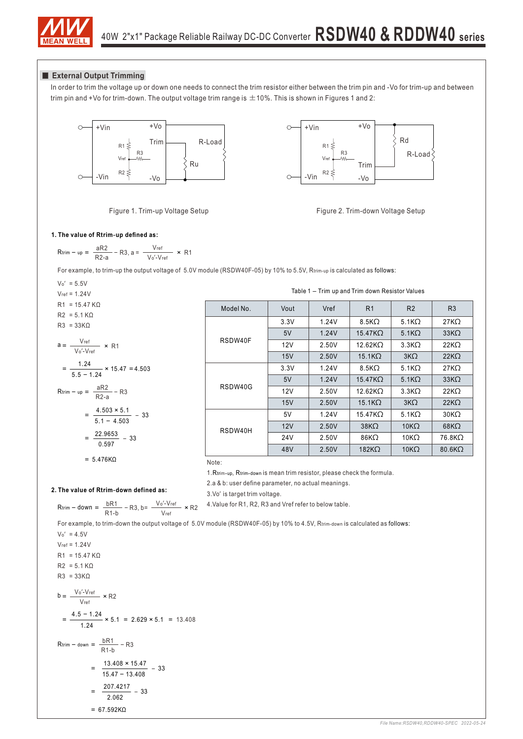## External Output Trimming

In order to trim the voltage up or down one needs to connect the trim resistor either between the trim pin and -Vo for trim-up and between trim pin and +Vo for trim-down. The output voltage trim range is ±10%. This is shown in Figures 1 and 2:

Figure 1. Trim-up Voltage Setup

Figure 2. Trim-down Voltage Setup

**1. The value of Rtrim-up defined as:**

$$R_{trim-up} = \frac{aR2}{R2-a} - R3,\ a = \frac{V_{ref}}{V_o'-V_{ref}} \times R1$$

For example, to trim-up the output voltage of 5.0V module (RSDW40F-05) by 10% to 5.5V, $R_{trim-up}$ is calculated as follows:

$V_o' = 5.5V$
$V_{ref} = 1.24V$
$R1 = 15.47\ K\Omega$
$R2 = 5.1\ K\Omega$
$R3 = 33K\Omega$

$$a = \frac{V_{ref}}{V_o'-V_{ref}} \times R1$$

$$= \frac{1.24}{5.5-1.24} \times 15.47 = 4.503$$

$$R_{trim-up} = \frac{aR2}{R2-a} - R3$$

$$= \frac{4.503 \times 5.1}{5.1 - 4.503} - 33$$

$$= \frac{22.9653}{0.597} - 33$$

$$= 5.476K\Omega$$

Table 1 – Trim up and Trim down Resistor Values

| Model No. | Vout | Vref | R1 | R2 | R3 |
|---|---|---|---|---|---|
| RSDW40F | 3.3V | 1.24V | 8.5KΩ | 5.1KΩ | 27KΩ |
| | 5V | 1.24V | 15.47KΩ | 5.1KΩ | 33KΩ |
| | 12V | 2.50V | 12.62KΩ | 3.3KΩ | 22KΩ |
| | 15V | 2.50V | 15.1KΩ | 3KΩ | 22KΩ |
| RSDW40G | 3.3V | 1.24V | 8.5KΩ | 5.1KΩ | 27KΩ |
| | 5V | 1.24V | 15.47KΩ | 5.1KΩ | 33KΩ |
| | 12V | 2.50V | 12.62KΩ | 3.3KΩ | 22KΩ |
| | 15V | 2.50V | 15.1KΩ | 3KΩ | 22KΩ |
| RSDW40H | 5V | 1.24V | 15.47KΩ | 5.1KΩ | 30KΩ |
| | 12V | 2.50V | 38KΩ | 10KΩ | 68KΩ |
| | 24V | 2.50V | 86KΩ | 10KΩ | 76.8KΩ |
| | 48V | 2.50V | 182KΩ | 10KΩ | 80.6KΩ |

Note:
1. $R_{trim-up}$, $R_{trim-down}$ is mean trim resistor, please check the formula.
2. a & b: user define parameter, no actual meanings.
3. Vo' is target trim voltage.
4. Value for R1, R2, R3 and Vref refer to below table.

**2. The value of Rtrim-down defined as:**

$$R_{trim-down} = \frac{bR1}{R1-b} - R3,\ b = \frac{V_o'-V_{ref}}{V_{ref}} \times R2$$

For example, to trim-down the output voltage of 5.0V module (RSDW40F-05) by 10% to 4.5V, $R_{trim-down}$ is calculated as follows:

$V_o' = 4.5V$
$V_{ref} = 1.24V$
$R1 = 15.47\ K\Omega$
$R2 = 5.1\ K\Omega$
$R3 = 33K\Omega$

$$b = \frac{V_o'-V_{ref}}{V_{ref}} \times R2$$

$$= \frac{4.5-1.24}{1.24} \times 5.1 = 2.629 \times 5.1 = 13.408$$

$$R_{trim-down} = \frac{bR1}{R1-b} - R3$$

$$= \frac{13.408 \times 15.47}{15.47 - 13.408} - 33$$

$$= \frac{207.4217}{2.062} - 33$$

$$= 67.592K\Omega$$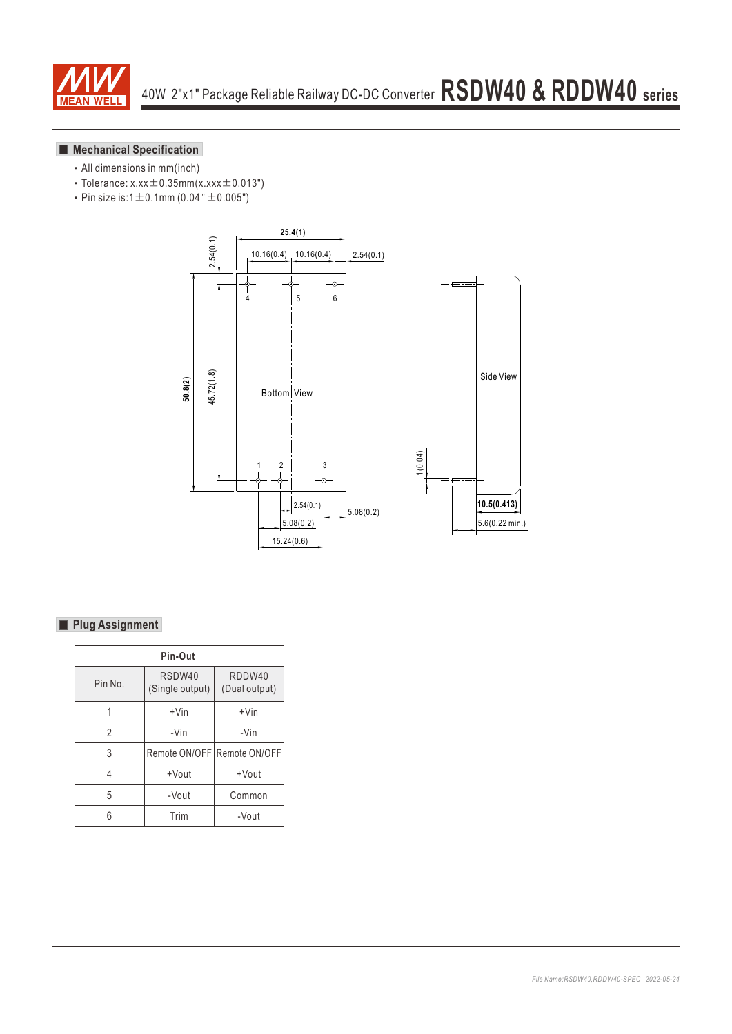## Mechanical Specification

- All dimensions in mm(inch)
- Tolerance: x.xx±0.35mm(x.xxx±0.013")
- Pin size is:1±0.1mm (0.04"±0.005")

Bottom View

Side View

25.4(1)
10.16(0.4) 10.16(0.4) 2.54(0.1)
2.54(0.1)
50.8(2)
45.72(1.8)
2.54(0.1)
5.08(0.2)
5.08(0.2)
15.24(0.6)
1(0.04)
10.5(0.413)
5.6(0.22 min.)

## Plug Assignment

| Pin-Out | | |
|---|---|---|
| Pin No. | RSDW40 (Single output) | RDDW40 (Dual output) |
| 1 | +Vin | +Vin |
| 2 | -Vin | -Vin |
| 3 | Remote ON/OFF | Remote ON/OFF |
| 4 | +Vout | +Vout |
| 5 | -Vout | Common |
| 6 | Trim | -Vout |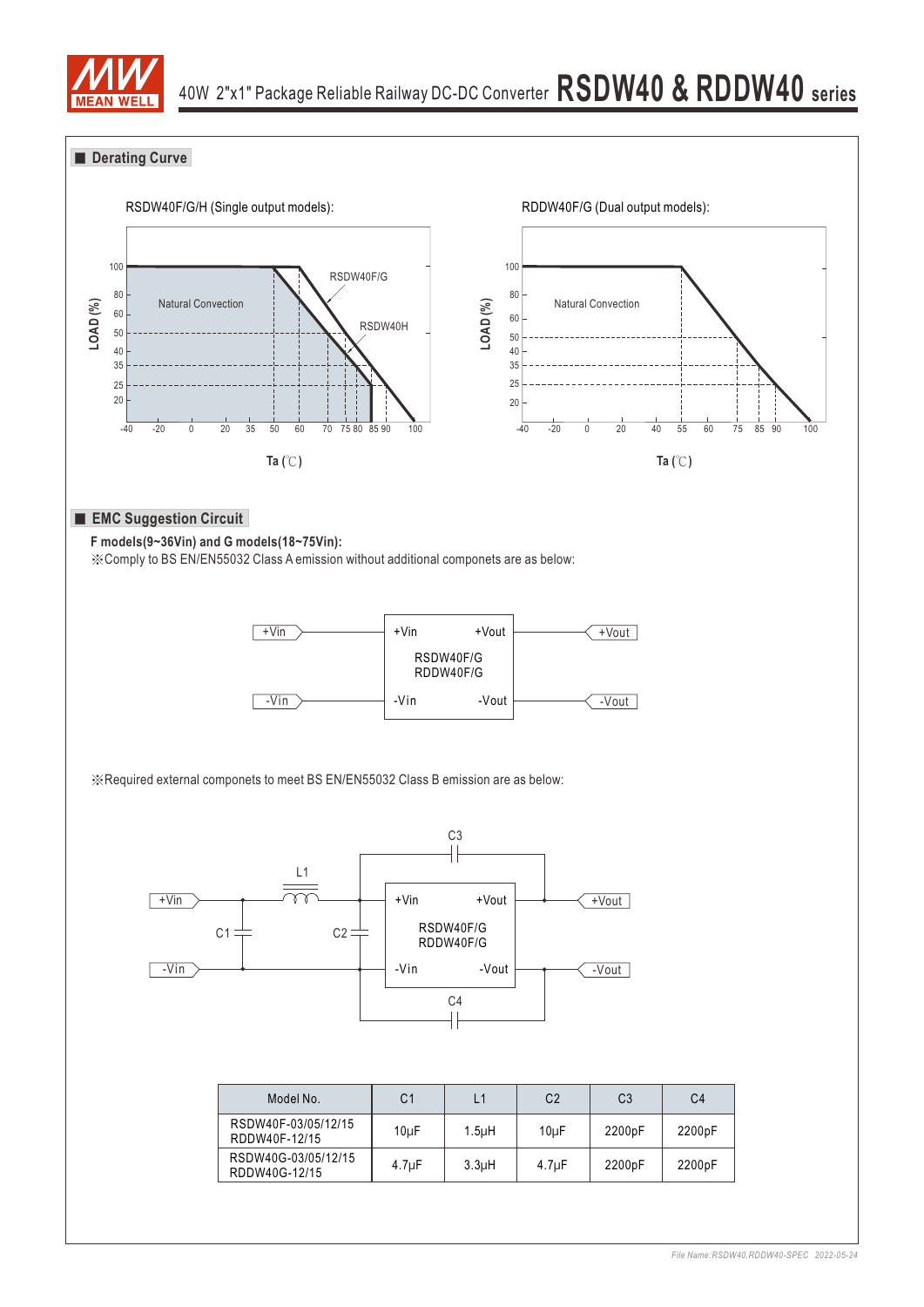## Derating Curve

RSDW40F/G/H (Single output models):

RDDW40F/G (Dual output models):

## EMC Suggestion Circuit

**F models(9~36Vin) and G models(18~75Vin):**

※Comply to BS EN/EN55032 Class A emission without additional componets are as below:

※Required external componets to meet BS EN/EN55032 Class B emission are as below:

| Model No. | C1 | L1 | C2 | C3 | C4 |
|---|---|---|---|---|---|
| RSDW40F-03/05/12/15<br>RDDW40F-12/15 | 10μF | 1.5μH | 10μF | 2200pF | 2200pF |
| RSDW40G-03/05/12/15<br>RDDW40G-12/15 | 4.7μF | 3.3μH | 4.7μF | 2200pF | 2200pF |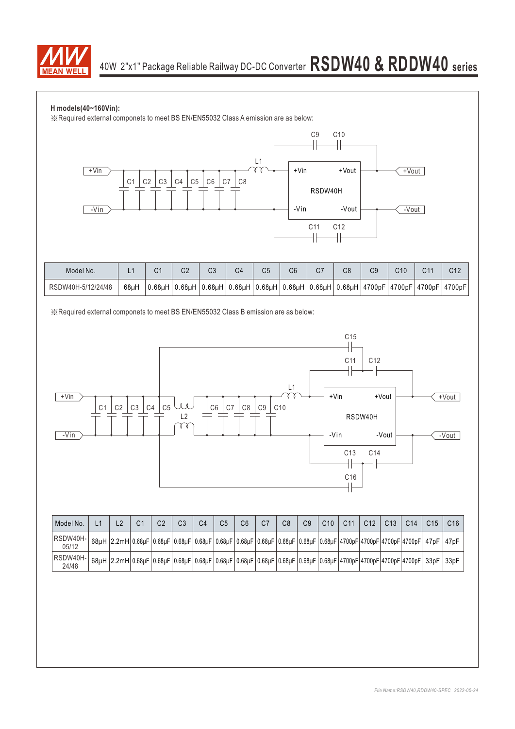**H models(40~160Vin):**

※Required external componets to meet BS EN/EN55032 Class A emission are as below:

| Model No. | L1 | C1 | C2 | C3 | C4 | C5 | C6 | C7 | C8 | C9 | C10 | C11 | C12 |
|---|---|---|---|---|---|---|---|---|---|---|---|---|---|
| RSDW40H-5/12/24/48 | 68µH | 0.68µH | 0.68µH | 0.68µH | 0.68µH | 0.68µH | 0.68µH | 0.68µH | 0.68µH | 4700pF | 4700pF | 4700pF | 4700pF |

※Required external componets to meet BS EN/EN55032 Class B emission are as below:

| Model No. | L1 | L2 | C1 | C2 | C3 | C4 | C5 | C6 | C7 | C8 | C9 | C10 | C11 | C12 | C13 | C14 | C15 | C16 |
|---|---|---|---|---|---|---|---|---|---|---|---|---|---|---|---|---|---|---|
| RSDW40H-05/12 | 68µH | 2.2mH | 0.68µF | 0.68µF | 0.68µF | 0.68µF | 0.68µF | 0.68µF | 0.68µF | 0.68µF | 0.68µF | 0.68µF | 4700pF | 4700pF | 4700pF | 4700pF | 47pF | 47pF |
| RSDW40H-24/48 | 68µH | 2.2mH | 0.68µF | 0.68µF | 0.68µF | 0.68µF | 0.68µF | 0.68µF | 0.68µF | 0.68µF | 0.68µF | 0.68µF | 4700pF | 4700pF | 4700pF | 4700pF | 33pF | 33pF |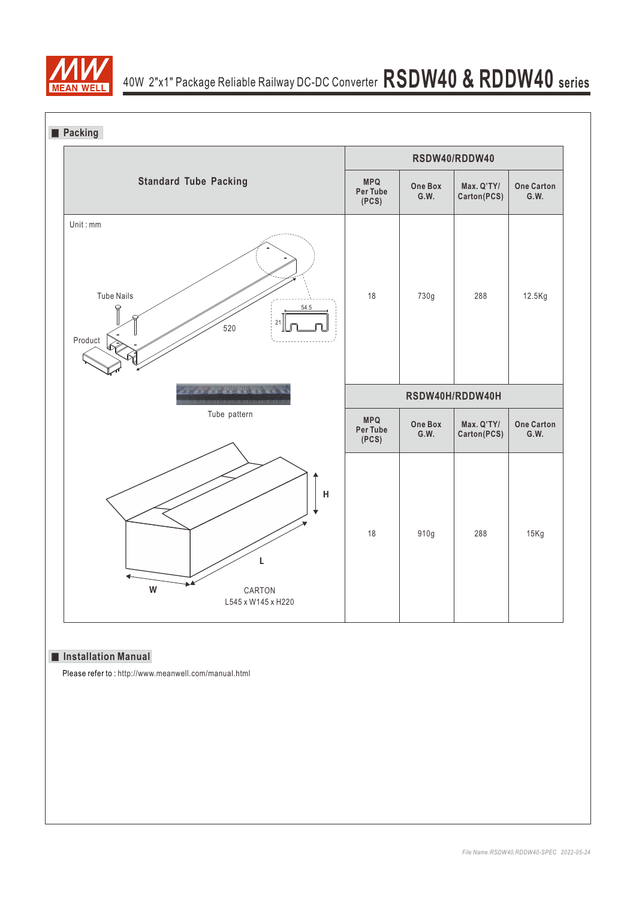## Packing

| Standard Tube Packing | RSDW40/RDDW40 | | | |
|---|---|---|---|---|
| | MPQ Per Tube (PCS) | One Box G.W. | Max. Q'TY/ Carton(PCS) | One Carton G.W. |
| Unit : mm<br>Tube Nails<br>Product<br>520<br>54.5<br>21<br>Tube pattern | 18 | 730g | 288 | 12.5Kg |
| | RSDW40H/RDDW40H | | | |
| | MPQ Per Tube (PCS) | One Box G.W. | Max. Q'TY/ Carton(PCS) | One Carton G.W. |
| H<br>L<br>W<br>CARTON<br>L545 x W145 x H220 | 18 | 910g | 288 | 15Kg |

## Installation Manual

Please refer to : http://www.meanwell.com/manual.html